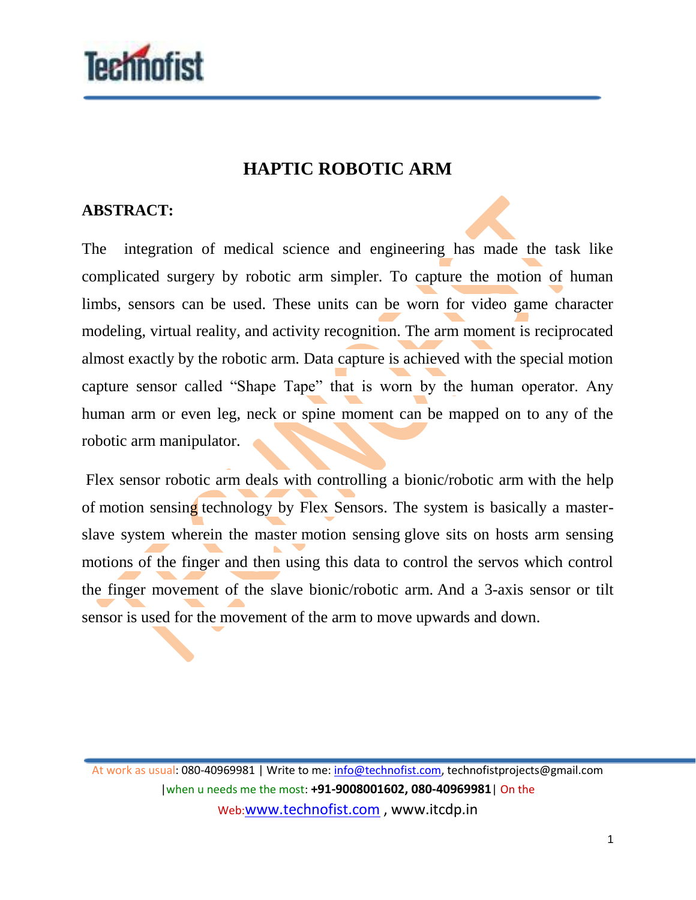# HAPTIC ROBOTIC ARM

## ABSTRACT:

The integration of medical science and engineering has made the task like complicated surgery by robotic arm simpler. To capture the motion of human limbs, sensors can be used. These units can be worn for video game character modeling, virtual reality, and activity recognition. The arm moment is reciprocated almost exactly by the robotic arm. Data capture is achieved with the special motion capture sensor called "Shape Tape" that is worn by the human operator. Any human arm or even leg, neck or spine moment can be mapped on to any of the robotic arm manipulator.

Flex sensor robotic arm deals with controlling a bionic/robotic arm with the help of motion sensing technology by Flex Sensors. The system is basically a master-slave system wherein the master motion sensing glove sits on hosts arm sensing motions of the finger and then using this data to control the servos which control the finger movement of the slave bionic/robotic arm. And a 3-axis sensor or tilt sensor is used for the movement of the arm to move upwards and down.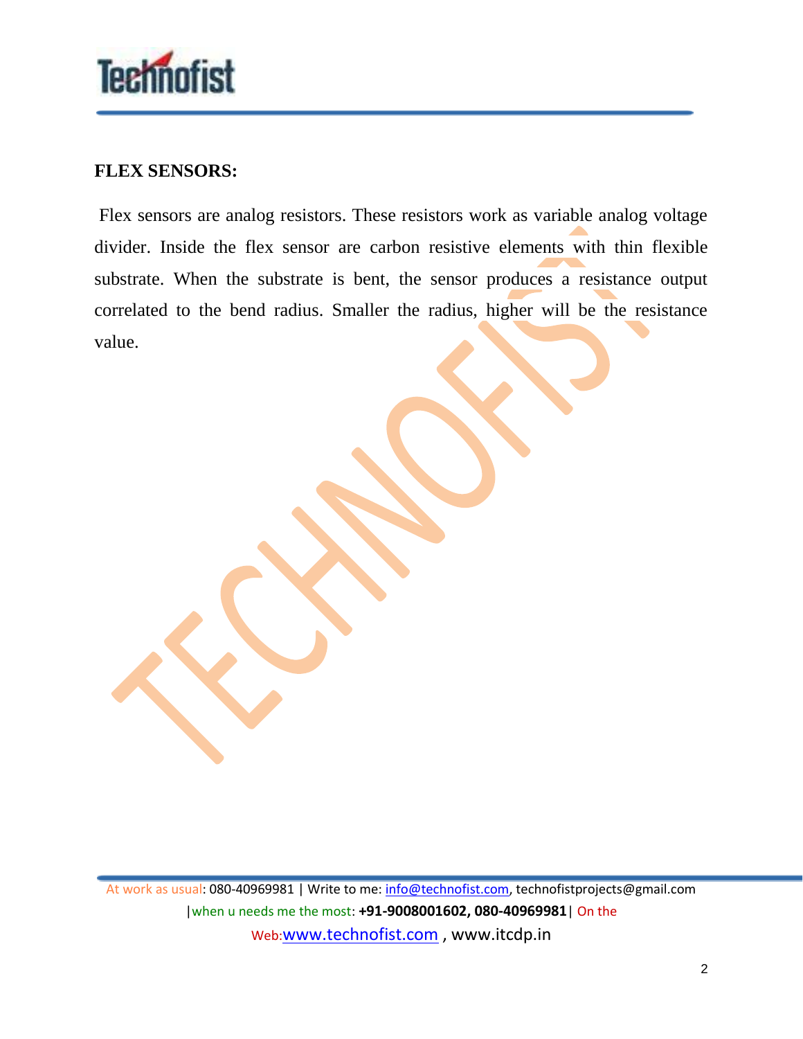## FLEX SENSORS:

Flex sensors are analog resistors. These resistors work as variable analog voltage divider. Inside the flex sensor are carbon resistive elements with thin flexible substrate. When the substrate is bent, the sensor produces a resistance output correlated to the bend radius. Smaller the radius, higher will be the resistance value.